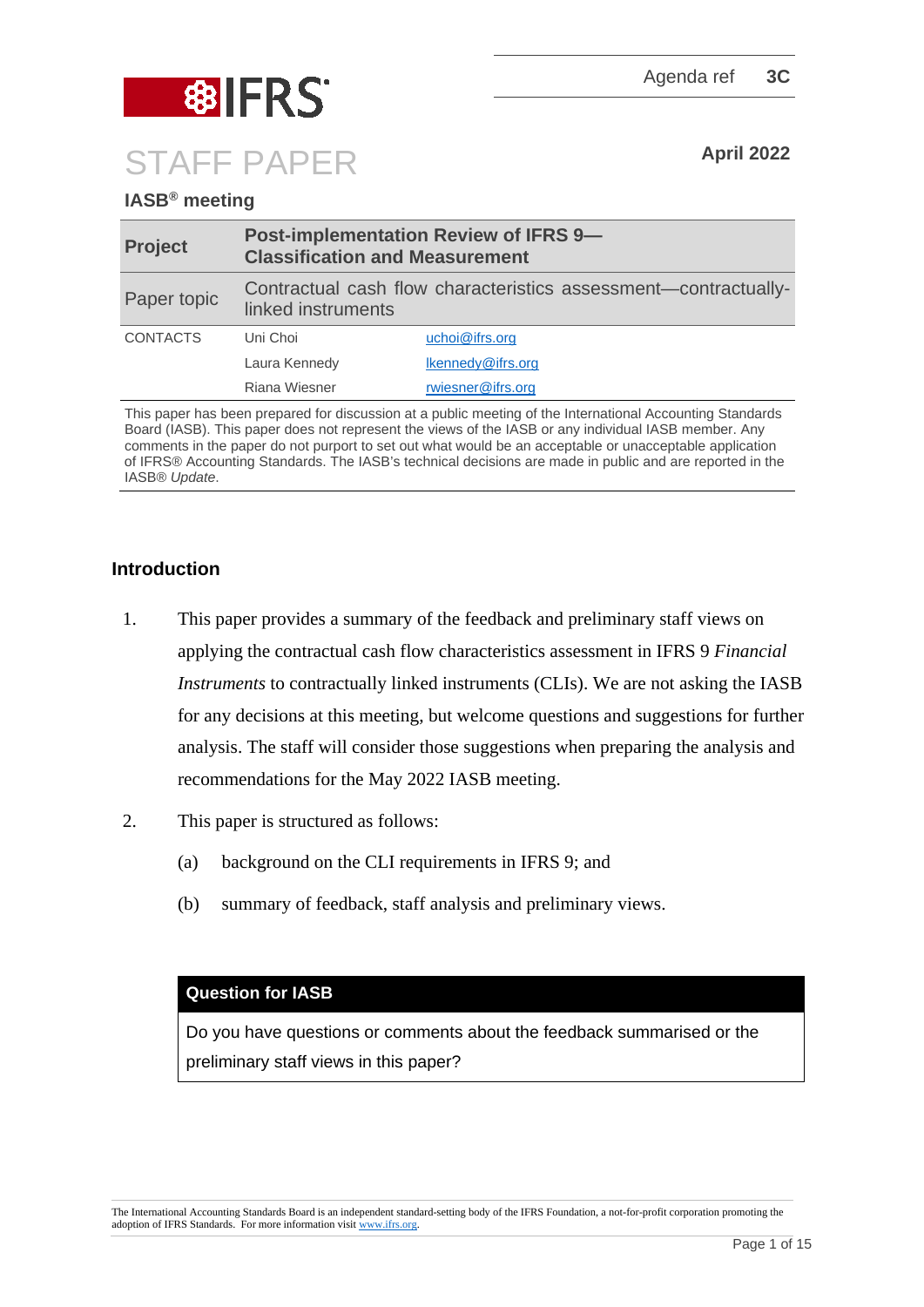Agenda ref **3C**

# STAFF PAPER

**April 2022**

**IASB® meeting**

| **Project** | **Post-implementation Review of IFRS 9—Classification and Measurement** | |
|---|---|---|
| Paper topic | Contractual cash flow characteristics assessment—contractually-linked instruments | |
| CONTACTS | Uni Choi | uchoi@ifrs.org |
| | Laura Kennedy | lkennedy@ifrs.org |
| | Riana Wiesner | rwiesner@ifrs.org |

This paper has been prepared for discussion at a public meeting of the International Accounting Standards Board (IASB). This paper does not represent the views of the IASB or any individual IASB member. Any comments in the paper do not purport to set out what would be an acceptable or unacceptable application of IFRS® Accounting Standards. The IASB's technical decisions are made in public and are reported in the IASB® *Update*.

## Introduction

1. This paper provides a summary of the feedback and preliminary staff views on applying the contractual cash flow characteristics assessment in IFRS 9 *Financial Instruments* to contractually linked instruments (CLIs). We are not asking the IASB for any decisions at this meeting, but welcome questions and suggestions for further analysis. The staff will consider those suggestions when preparing the analysis and recommendations for the May 2022 IASB meeting.

2. This paper is structured as follows:
   - (a) background on the CLI requirements in IFRS 9; and
   - (b) summary of feedback, staff analysis and preliminary views.

**Question for IASB**

Do you have questions or comments about the feedback summarised or the preliminary staff views in this paper?

The International Accounting Standards Board is an independent standard-setting body of the IFRS Foundation, a not-for-profit corporation promoting the adoption of IFRS Standards. For more information visit www.ifrs.org.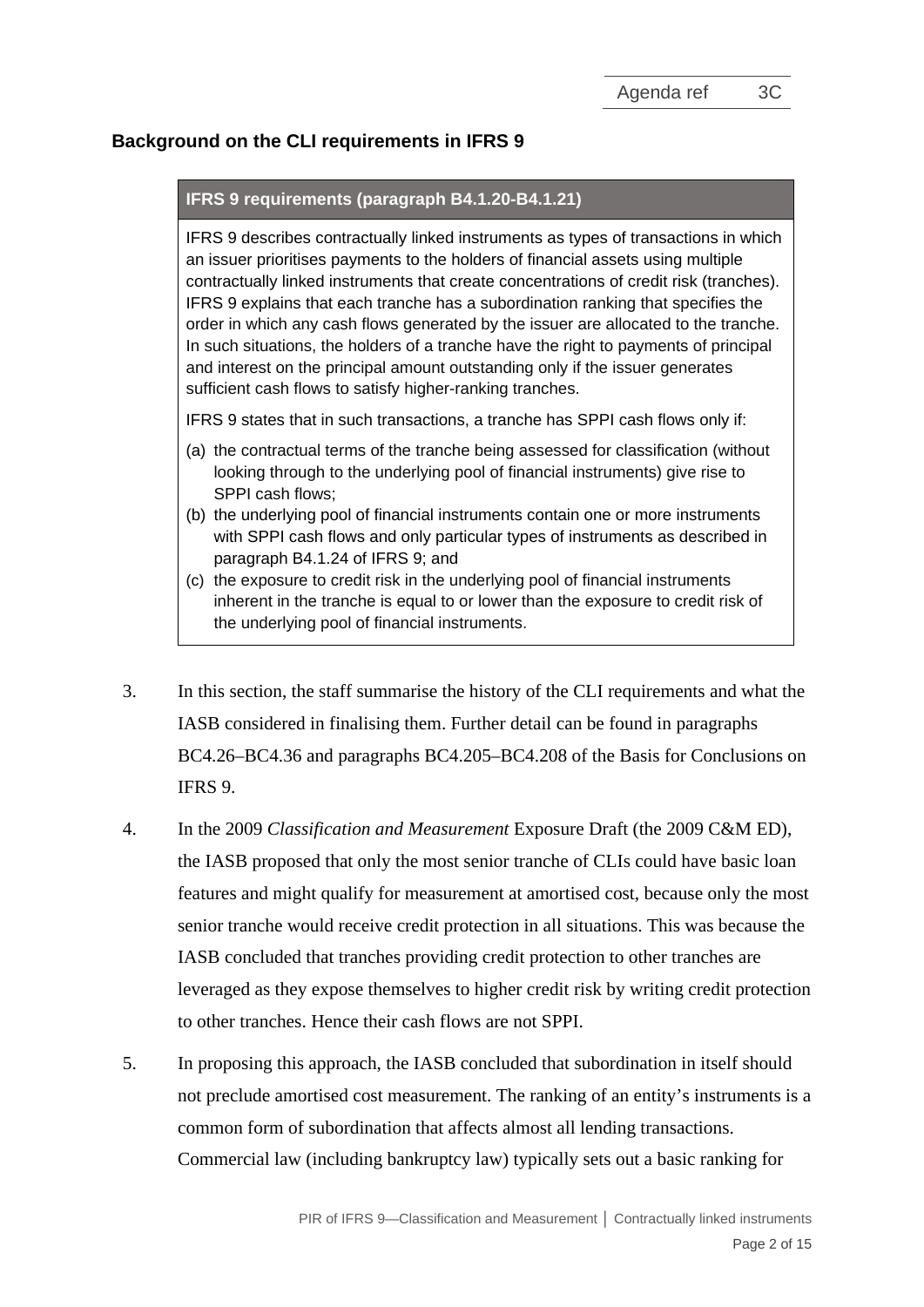## Background on the CLI requirements in IFRS 9

> **IFRS 9 requirements (paragraph B4.1.20-B4.1.21)**
>
> IFRS 9 describes contractually linked instruments as types of transactions in which an issuer prioritises payments to the holders of financial assets using multiple contractually linked instruments that create concentrations of credit risk (tranches). IFRS 9 explains that each tranche has a subordination ranking that specifies the order in which any cash flows generated by the issuer are allocated to the tranche. In such situations, the holders of a tranche have the right to payments of principal and interest on the principal amount outstanding only if the issuer generates sufficient cash flows to satisfy higher-ranking tranches.
>
> IFRS 9 states that in such transactions, a tranche has SPPI cash flows only if:
>
> (a) the contractual terms of the tranche being assessed for classification (without looking through to the underlying pool of financial instruments) give rise to SPPI cash flows;
> (b) the underlying pool of financial instruments contain one or more instruments with SPPI cash flows and only particular types of instruments as described in paragraph B4.1.24 of IFRS 9; and
> (c) the exposure to credit risk in the underlying pool of financial instruments inherent in the tranche is equal to or lower than the exposure to credit risk of the underlying pool of financial instruments.

3. In this section, the staff summarise the history of the CLI requirements and what the IASB considered in finalising them. Further detail can be found in paragraphs BC4.26–BC4.36 and paragraphs BC4.205–BC4.208 of the Basis for Conclusions on IFRS 9.

4. In the 2009 *Classification and Measurement* Exposure Draft (the 2009 C&M ED), the IASB proposed that only the most senior tranche of CLIs could have basic loan features and might qualify for measurement at amortised cost, because only the most senior tranche would receive credit protection in all situations. This was because the IASB concluded that tranches providing credit protection to other tranches are leveraged as they expose themselves to higher credit risk by writing credit protection to other tranches. Hence their cash flows are not SPPI.

5. In proposing this approach, the IASB concluded that subordination in itself should not preclude amortised cost measurement. The ranking of an entity's instruments is a common form of subordination that affects almost all lending transactions. Commercial law (including bankruptcy law) typically sets out a basic ranking for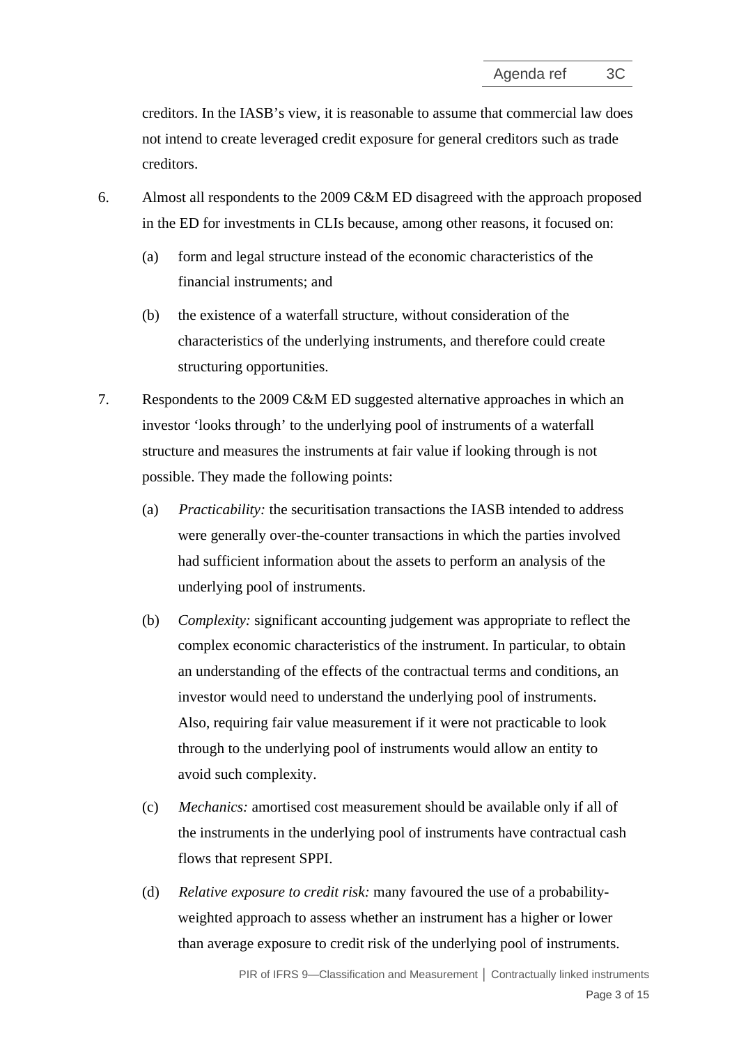creditors. In the IASB's view, it is reasonable to assume that commercial law does not intend to create leveraged credit exposure for general creditors such as trade creditors.

6. Almost all respondents to the 2009 C&M ED disagreed with the approach proposed in the ED for investments in CLIs because, among other reasons, it focused on:

   (a) form and legal structure instead of the economic characteristics of the financial instruments; and

   (b) the existence of a waterfall structure, without consideration of the characteristics of the underlying instruments, and therefore could create structuring opportunities.

7. Respondents to the 2009 C&M ED suggested alternative approaches in which an investor 'looks through' to the underlying pool of instruments of a waterfall structure and measures the instruments at fair value if looking through is not possible. They made the following points:

   (a) *Practicability:* the securitisation transactions the IASB intended to address were generally over-the-counter transactions in which the parties involved had sufficient information about the assets to perform an analysis of the underlying pool of instruments.

   (b) *Complexity:* significant accounting judgement was appropriate to reflect the complex economic characteristics of the instrument. In particular, to obtain an understanding of the effects of the contractual terms and conditions, an investor would need to understand the underlying pool of instruments. Also, requiring fair value measurement if it were not practicable to look through to the underlying pool of instruments would allow an entity to avoid such complexity.

   (c) *Mechanics:* amortised cost measurement should be available only if all of the instruments in the underlying pool of instruments have contractual cash flows that represent SPPI.

   (d) *Relative exposure to credit risk:* many favoured the use of a probability-weighted approach to assess whether an instrument has a higher or lower than average exposure to credit risk of the underlying pool of instruments.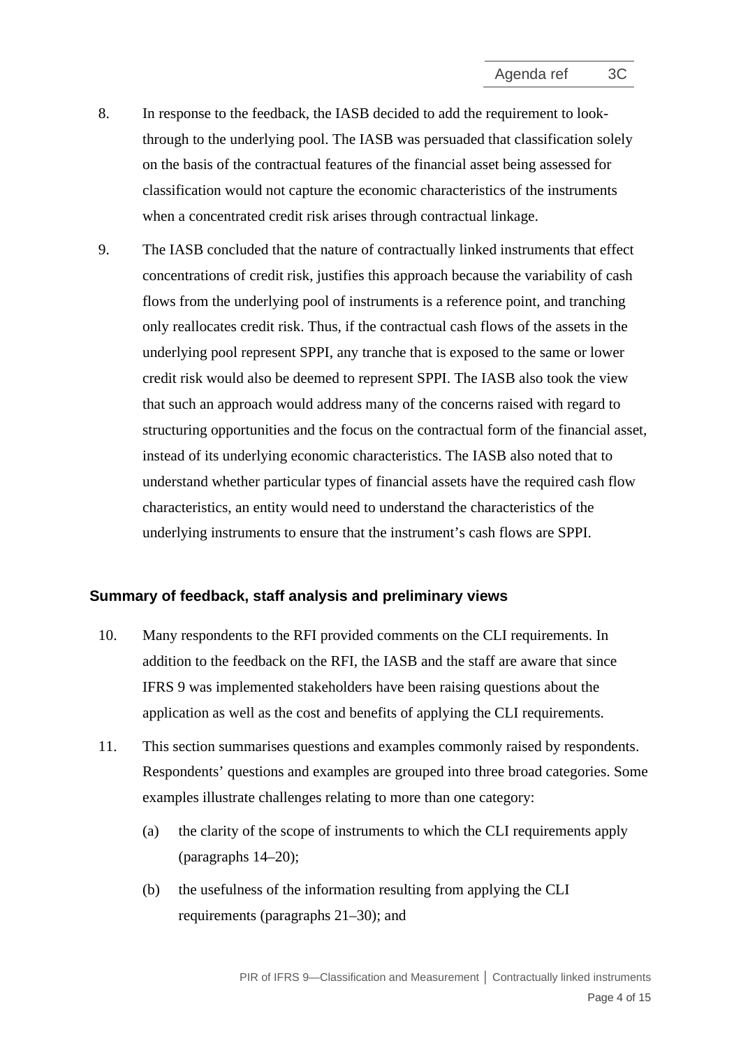8. In response to the feedback, the IASB decided to add the requirement to look-through to the underlying pool. The IASB was persuaded that classification solely on the basis of the contractual features of the financial asset being assessed for classification would not capture the economic characteristics of the instruments when a concentrated credit risk arises through contractual linkage.

9. The IASB concluded that the nature of contractually linked instruments that effect concentrations of credit risk, justifies this approach because the variability of cash flows from the underlying pool of instruments is a reference point, and tranching only reallocates credit risk. Thus, if the contractual cash flows of the assets in the underlying pool represent SPPI, any tranche that is exposed to the same or lower credit risk would also be deemed to represent SPPI. The IASB also took the view that such an approach would address many of the concerns raised with regard to structuring opportunities and the focus on the contractual form of the financial asset, instead of its underlying economic characteristics. The IASB also noted that to understand whether particular types of financial assets have the required cash flow characteristics, an entity would need to understand the characteristics of the underlying instruments to ensure that the instrument's cash flows are SPPI.

## Summary of feedback, staff analysis and preliminary views

10. Many respondents to the RFI provided comments on the CLI requirements. In addition to the feedback on the RFI, the IASB and the staff are aware that since IFRS 9 was implemented stakeholders have been raising questions about the application as well as the cost and benefits of applying the CLI requirements.

11. This section summarises questions and examples commonly raised by respondents. Respondents' questions and examples are grouped into three broad categories. Some examples illustrate challenges relating to more than one category:

    (a) the clarity of the scope of instruments to which the CLI requirements apply (paragraphs 14–20);

    (b) the usefulness of the information resulting from applying the CLI requirements (paragraphs 21–30); and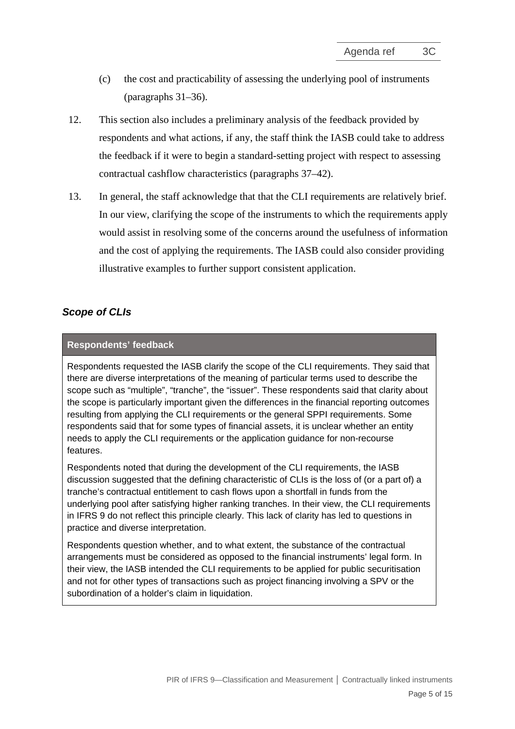(c) the cost and practicability of assessing the underlying pool of instruments (paragraphs 31–36).

12. This section also includes a preliminary analysis of the feedback provided by respondents and what actions, if any, the staff think the IASB could take to address the feedback if it were to begin a standard-setting project with respect to assessing contractual cashflow characteristics (paragraphs 37–42).

13. In general, the staff acknowledge that that the CLI requirements are relatively brief. In our view, clarifying the scope of the instruments to which the requirements apply would assist in resolving some of the concerns around the usefulness of information and the cost of applying the requirements. The IASB could also consider providing illustrative examples to further support consistent application.

### *Scope of CLIs*

**Respondents' feedback**

Respondents requested the IASB clarify the scope of the CLI requirements. They said that there are diverse interpretations of the meaning of particular terms used to describe the scope such as "multiple", "tranche", the "issuer". These respondents said that clarity about the scope is particularly important given the differences in the financial reporting outcomes resulting from applying the CLI requirements or the general SPPI requirements. Some respondents said that for some types of financial assets, it is unclear whether an entity needs to apply the CLI requirements or the application guidance for non-recourse features.

Respondents noted that during the development of the CLI requirements, the IASB discussion suggested that the defining characteristic of CLIs is the loss of (or a part of) a tranche's contractual entitlement to cash flows upon a shortfall in funds from the underlying pool after satisfying higher ranking tranches. In their view, the CLI requirements in IFRS 9 do not reflect this principle clearly. This lack of clarity has led to questions in practice and diverse interpretation.

Respondents question whether, and to what extent, the substance of the contractual arrangements must be considered as opposed to the financial instruments' legal form. In their view, the IASB intended the CLI requirements to be applied for public securitisation and not for other types of transactions such as project financing involving a SPV or the subordination of a holder's claim in liquidation.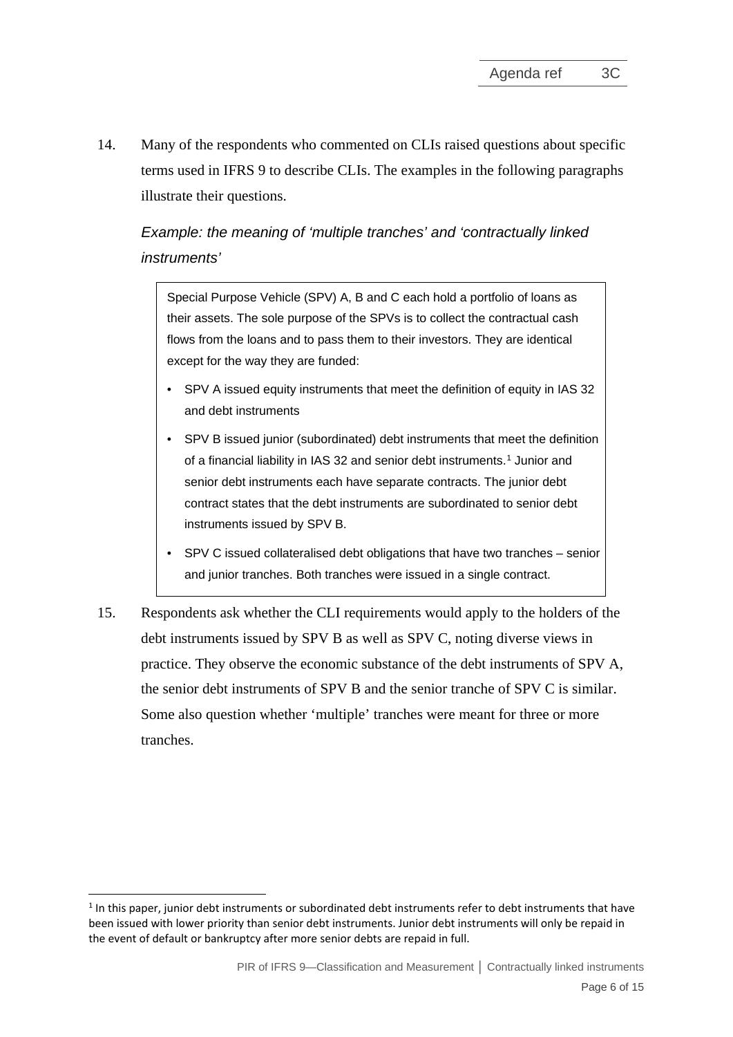14. Many of the respondents who commented on CLIs raised questions about specific terms used in IFRS 9 to describe CLIs. The examples in the following paragraphs illustrate their questions.

*Example: the meaning of 'multiple tranches' and 'contractually linked instruments'*

> Special Purpose Vehicle (SPV) A, B and C each hold a portfolio of loans as their assets. The sole purpose of the SPVs is to collect the contractual cash flows from the loans and to pass them to their investors. They are identical except for the way they are funded:
>
> - SPV A issued equity instruments that meet the definition of equity in IAS 32 and debt instruments
> - SPV B issued junior (subordinated) debt instruments that meet the definition of a financial liability in IAS 32 and senior debt instruments.[1] Junior and senior debt instruments each have separate contracts. The junior debt contract states that the debt instruments are subordinated to senior debt instruments issued by SPV B.
> - SPV C issued collateralised debt obligations that have two tranches – senior and junior tranches. Both tranches were issued in a single contract.

15. Respondents ask whether the CLI requirements would apply to the holders of the debt instruments issued by SPV B as well as SPV C, noting diverse views in practice. They observe the economic substance of the debt instruments of SPV A, the senior debt instruments of SPV B and the senior tranche of SPV C is similar. Some also question whether 'multiple' tranches were meant for three or more tranches.

---

[1] In this paper, junior debt instruments or subordinated debt instruments refer to debt instruments that have been issued with lower priority than senior debt instruments. Junior debt instruments will only be repaid in the event of default or bankruptcy after more senior debts are repaid in full.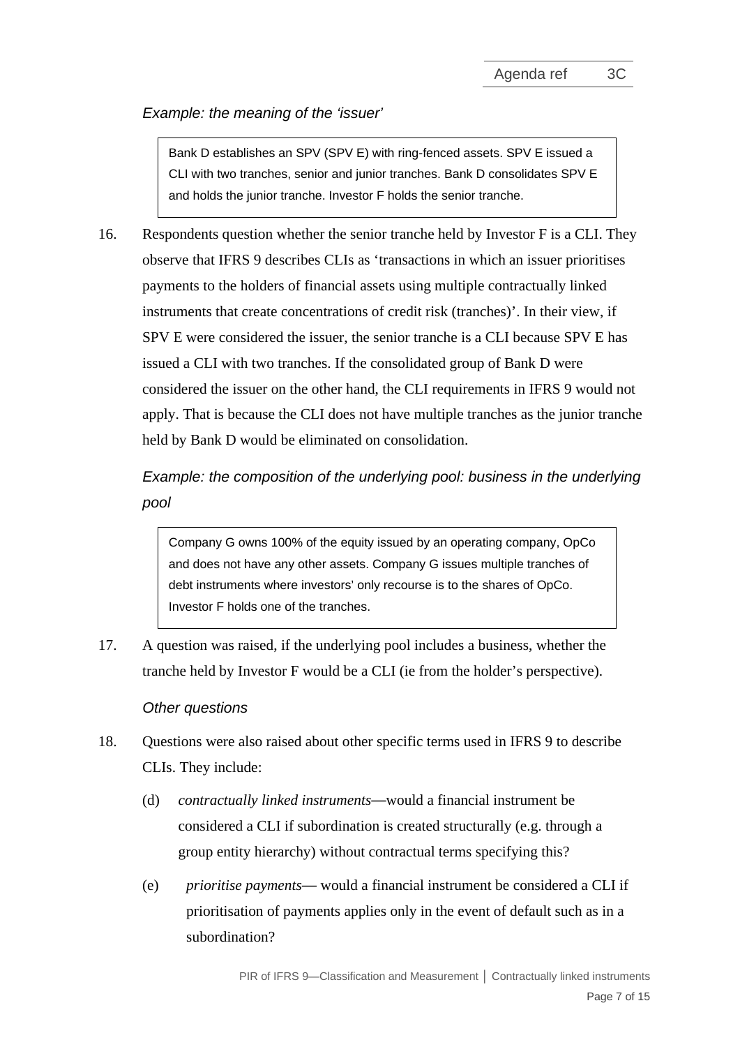*Example: the meaning of the 'issuer'*

> Bank D establishes an SPV (SPV E) with ring-fenced assets. SPV E issued a CLI with two tranches, senior and junior tranches. Bank D consolidates SPV E and holds the junior tranche. Investor F holds the senior tranche.

16. Respondents question whether the senior tranche held by Investor F is a CLI. They observe that IFRS 9 describes CLIs as 'transactions in which an issuer prioritises payments to the holders of financial assets using multiple contractually linked instruments that create concentrations of credit risk (tranches)'. In their view, if SPV E were considered the issuer, the senior tranche is a CLI because SPV E has issued a CLI with two tranches. If the consolidated group of Bank D were considered the issuer on the other hand, the CLI requirements in IFRS 9 would not apply. That is because the CLI does not have multiple tranches as the junior tranche held by Bank D would be eliminated on consolidation.

*Example: the composition of the underlying pool: business in the underlying pool*

> Company G owns 100% of the equity issued by an operating company, OpCo and does not have any other assets. Company G issues multiple tranches of debt instruments where investors' only recourse is to the shares of OpCo. Investor F holds one of the tranches.

17. A question was raised, if the underlying pool includes a business, whether the tranche held by Investor F would be a CLI (ie from the holder's perspective).

*Other questions*

18. Questions were also raised about other specific terms used in IFRS 9 to describe CLIs. They include:

    (d) *contractually linked instruments*—would a financial instrument be considered a CLI if subordination is created structurally (e.g. through a group entity hierarchy) without contractual terms specifying this?

    (e) *prioritise payments*— would a financial instrument be considered a CLI if prioritisation of payments applies only in the event of default such as in a subordination?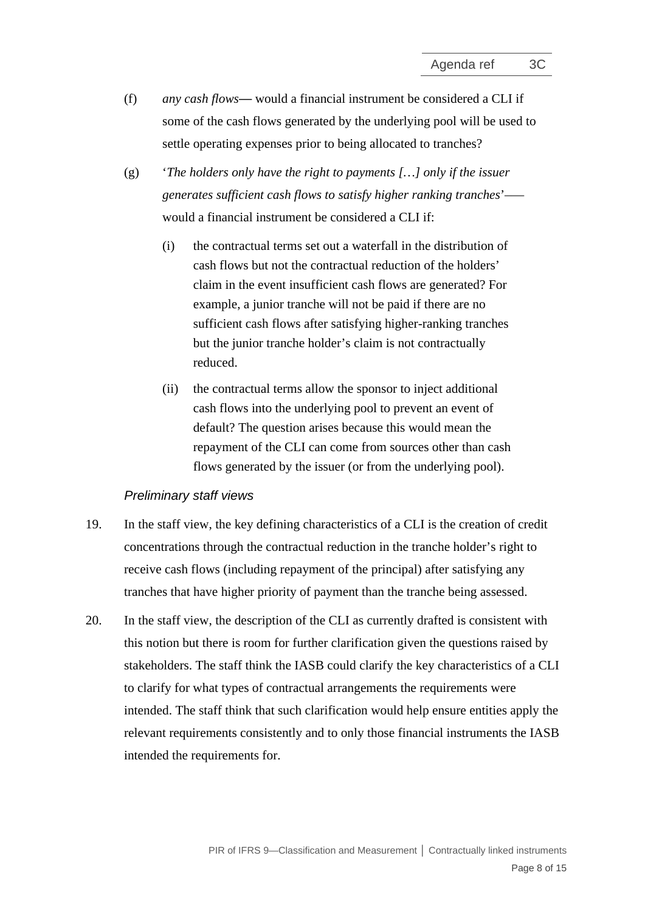(f) *any cash flows*— would a financial instrument be considered a CLI if some of the cash flows generated by the underlying pool will be used to settle operating expenses prior to being allocated to tranches?

(g) '*The holders only have the right to payments […] only if the issuer generates sufficient cash flows to satisfy higher ranking tranches*'—— would a financial instrument be considered a CLI if:

  (i) the contractual terms set out a waterfall in the distribution of cash flows but not the contractual reduction of the holders' claim in the event insufficient cash flows are generated? For example, a junior tranche will not be paid if there are no sufficient cash flows after satisfying higher-ranking tranches but the junior tranche holder's claim is not contractually reduced.

  (ii) the contractual terms allow the sponsor to inject additional cash flows into the underlying pool to prevent an event of default? The question arises because this would mean the repayment of the CLI can come from sources other than cash flows generated by the issuer (or from the underlying pool).

### *Preliminary staff views*

19. In the staff view, the key defining characteristics of a CLI is the creation of credit concentrations through the contractual reduction in the tranche holder's right to receive cash flows (including repayment of the principal) after satisfying any tranches that have higher priority of payment than the tranche being assessed.

20. In the staff view, the description of the CLI as currently drafted is consistent with this notion but there is room for further clarification given the questions raised by stakeholders. The staff think the IASB could clarify the key characteristics of a CLI to clarify for what types of contractual arrangements the requirements were intended. The staff think that such clarification would help ensure entities apply the relevant requirements consistently and to only those financial instruments the IASB intended the requirements for.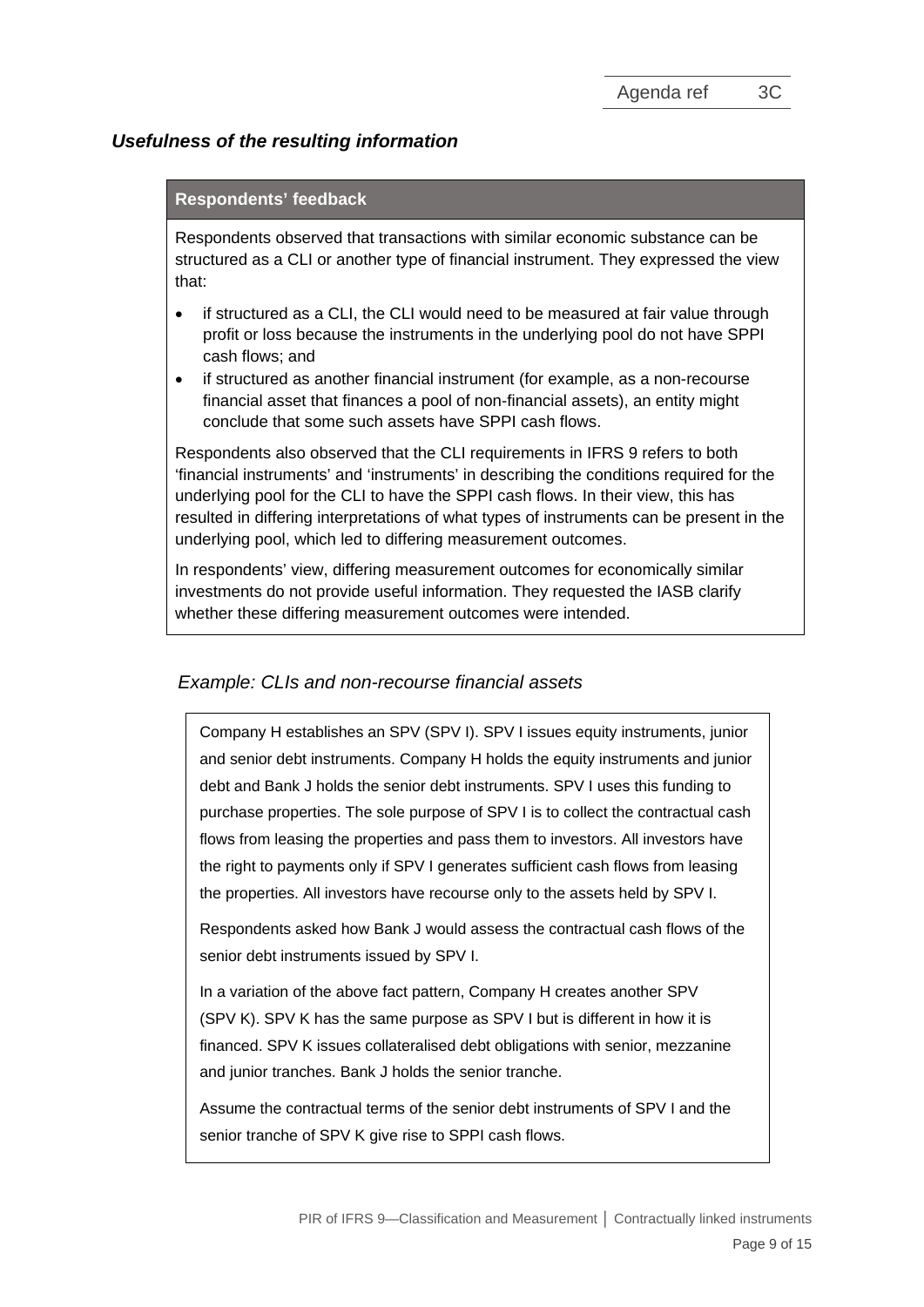### *Usefulness of the resulting information*

**Respondents' feedback**

Respondents observed that transactions with similar economic substance can be structured as a CLI or another type of financial instrument. They expressed the view that:

- if structured as a CLI, the CLI would need to be measured at fair value through profit or loss because the instruments in the underlying pool do not have SPPI cash flows; and
- if structured as another financial instrument (for example, as a non-recourse financial asset that finances a pool of non-financial assets), an entity might conclude that some such assets have SPPI cash flows.

Respondents also observed that the CLI requirements in IFRS 9 refers to both 'financial instruments' and 'instruments' in describing the conditions required for the underlying pool for the CLI to have the SPPI cash flows. In their view, this has resulted in differing interpretations of what types of instruments can be present in the underlying pool, which led to differing measurement outcomes.

In respondents' view, differing measurement outcomes for economically similar investments do not provide useful information. They requested the IASB clarify whether these differing measurement outcomes were intended.

#### *Example: CLIs and non-recourse financial assets*

Company H establishes an SPV (SPV I). SPV I issues equity instruments, junior and senior debt instruments. Company H holds the equity instruments and junior debt and Bank J holds the senior debt instruments. SPV I uses this funding to purchase properties. The sole purpose of SPV I is to collect the contractual cash flows from leasing the properties and pass them to investors. All investors have the right to payments only if SPV I generates sufficient cash flows from leasing the properties. All investors have recourse only to the assets held by SPV I.

Respondents asked how Bank J would assess the contractual cash flows of the senior debt instruments issued by SPV I.

In a variation of the above fact pattern, Company H creates another SPV (SPV K). SPV K has the same purpose as SPV I but is different in how it is financed. SPV K issues collateralised debt obligations with senior, mezzanine and junior tranches. Bank J holds the senior tranche.

Assume the contractual terms of the senior debt instruments of SPV I and the senior tranche of SPV K give rise to SPPI cash flows.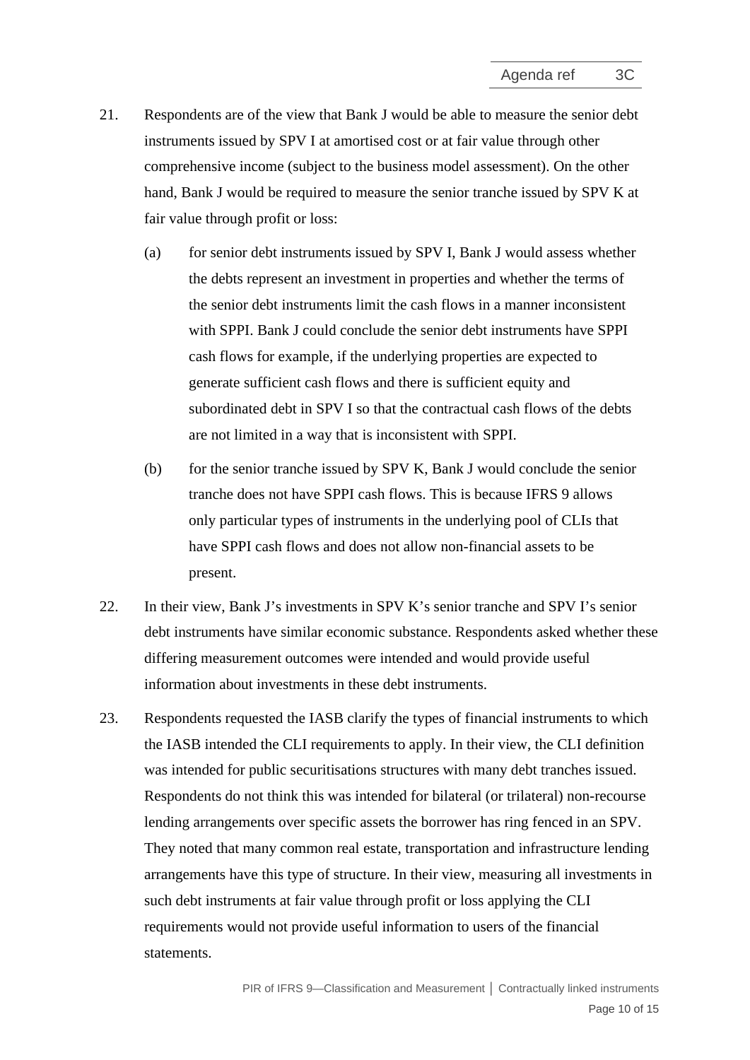21. Respondents are of the view that Bank J would be able to measure the senior debt instruments issued by SPV I at amortised cost or at fair value through other comprehensive income (subject to the business model assessment). On the other hand, Bank J would be required to measure the senior tranche issued by SPV K at fair value through profit or loss:

    (a) for senior debt instruments issued by SPV I, Bank J would assess whether the debts represent an investment in properties and whether the terms of the senior debt instruments limit the cash flows in a manner inconsistent with SPPI. Bank J could conclude the senior debt instruments have SPPI cash flows for example, if the underlying properties are expected to generate sufficient cash flows and there is sufficient equity and subordinated debt in SPV I so that the contractual cash flows of the debts are not limited in a way that is inconsistent with SPPI.

    (b) for the senior tranche issued by SPV K, Bank J would conclude the senior tranche does not have SPPI cash flows. This is because IFRS 9 allows only particular types of instruments in the underlying pool of CLIs that have SPPI cash flows and does not allow non-financial assets to be present.

22. In their view, Bank J's investments in SPV K's senior tranche and SPV I's senior debt instruments have similar economic substance. Respondents asked whether these differing measurement outcomes were intended and would provide useful information about investments in these debt instruments.

23. Respondents requested the IASB clarify the types of financial instruments to which the IASB intended the CLI requirements to apply. In their view, the CLI definition was intended for public securitisations structures with many debt tranches issued. Respondents do not think this was intended for bilateral (or trilateral) non-recourse lending arrangements over specific assets the borrower has ring fenced in an SPV. They noted that many common real estate, transportation and infrastructure lending arrangements have this type of structure. In their view, measuring all investments in such debt instruments at fair value through profit or loss applying the CLI requirements would not provide useful information to users of the financial statements.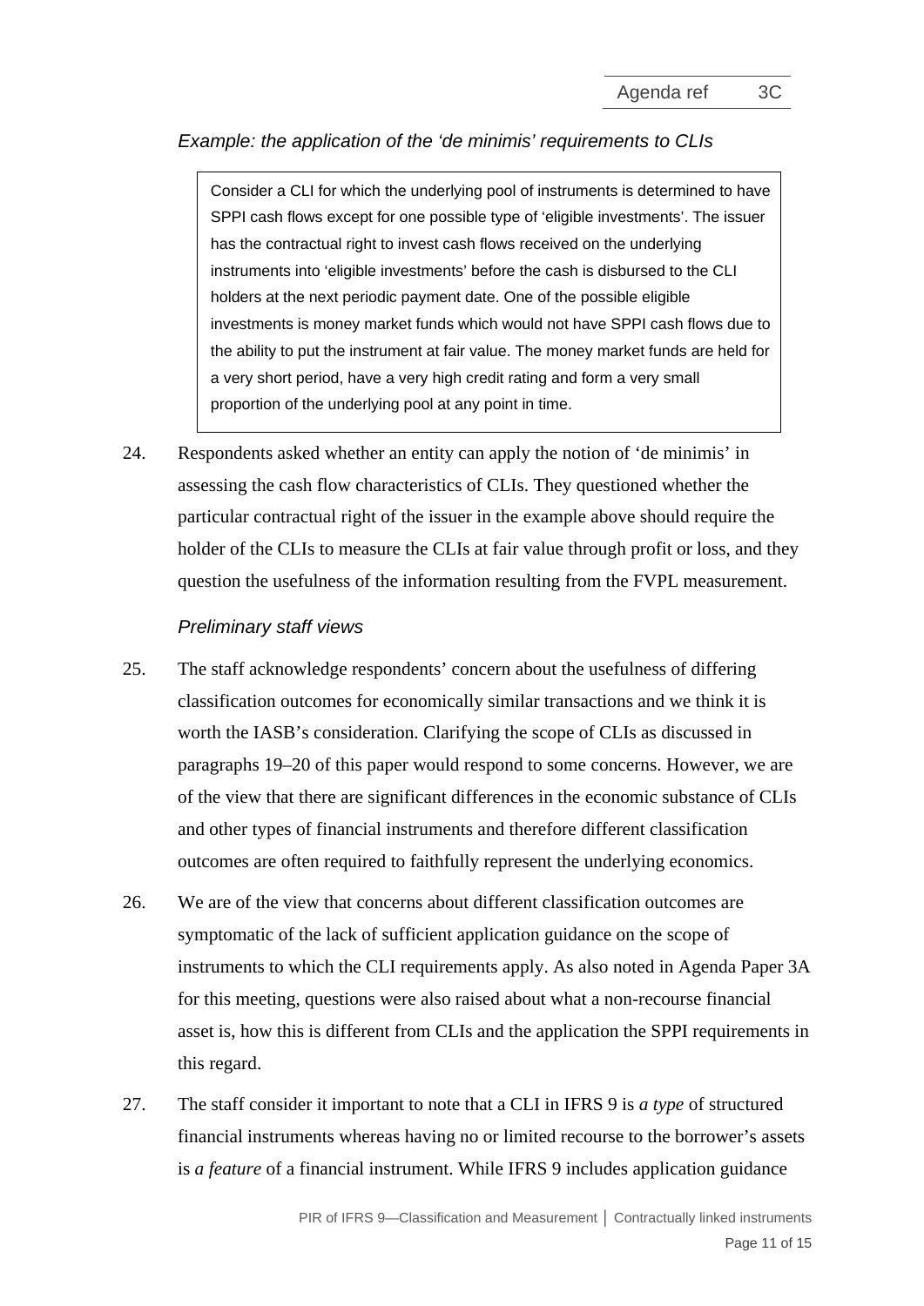*Example: the application of the 'de minimis' requirements to CLIs*

> Consider a CLI for which the underlying pool of instruments is determined to have SPPI cash flows except for one possible type of 'eligible investments'. The issuer has the contractual right to invest cash flows received on the underlying instruments into 'eligible investments' before the cash is disbursed to the CLI holders at the next periodic payment date. One of the possible eligible investments is money market funds which would not have SPPI cash flows due to the ability to put the instrument at fair value. The money market funds are held for a very short period, have a very high credit rating and form a very small proportion of the underlying pool at any point in time.

24. Respondents asked whether an entity can apply the notion of 'de minimis' in assessing the cash flow characteristics of CLIs. They questioned whether the particular contractual right of the issuer in the example above should require the holder of the CLIs to measure the CLIs at fair value through profit or loss, and they question the usefulness of the information resulting from the FVPL measurement.

*Preliminary staff views*

25. The staff acknowledge respondents' concern about the usefulness of differing classification outcomes for economically similar transactions and we think it is worth the IASB's consideration. Clarifying the scope of CLIs as discussed in paragraphs 19–20 of this paper would respond to some concerns. However, we are of the view that there are significant differences in the economic substance of CLIs and other types of financial instruments and therefore different classification outcomes are often required to faithfully represent the underlying economics.

26. We are of the view that concerns about different classification outcomes are symptomatic of the lack of sufficient application guidance on the scope of instruments to which the CLI requirements apply. As also noted in Agenda Paper 3A for this meeting, questions were also raised about what a non-recourse financial asset is, how this is different from CLIs and the application the SPPI requirements in this regard.

27. The staff consider it important to note that a CLI in IFRS 9 is *a type* of structured financial instruments whereas having no or limited recourse to the borrower's assets is *a feature* of a financial instrument. While IFRS 9 includes application guidance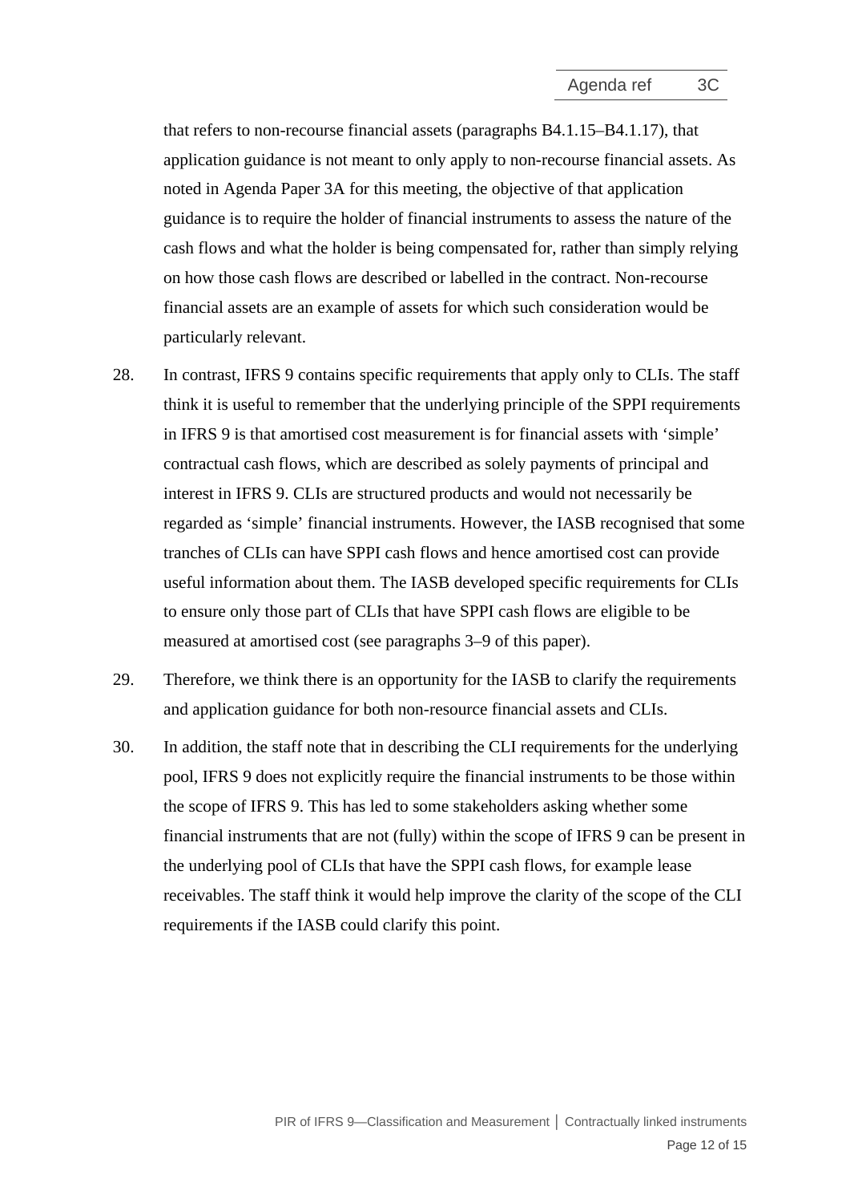that refers to non-recourse financial assets (paragraphs B4.1.15–B4.1.17), that application guidance is not meant to only apply to non-recourse financial assets. As noted in Agenda Paper 3A for this meeting, the objective of that application guidance is to require the holder of financial instruments to assess the nature of the cash flows and what the holder is being compensated for, rather than simply relying on how those cash flows are described or labelled in the contract. Non-recourse financial assets are an example of assets for which such consideration would be particularly relevant.

28. In contrast, IFRS 9 contains specific requirements that apply only to CLIs. The staff think it is useful to remember that the underlying principle of the SPPI requirements in IFRS 9 is that amortised cost measurement is for financial assets with 'simple' contractual cash flows, which are described as solely payments of principal and interest in IFRS 9. CLIs are structured products and would not necessarily be regarded as 'simple' financial instruments. However, the IASB recognised that some tranches of CLIs can have SPPI cash flows and hence amortised cost can provide useful information about them. The IASB developed specific requirements for CLIs to ensure only those part of CLIs that have SPPI cash flows are eligible to be measured at amortised cost (see paragraphs 3–9 of this paper).

29. Therefore, we think there is an opportunity for the IASB to clarify the requirements and application guidance for both non-resource financial assets and CLIs.

30. In addition, the staff note that in describing the CLI requirements for the underlying pool, IFRS 9 does not explicitly require the financial instruments to be those within the scope of IFRS 9. This has led to some stakeholders asking whether some financial instruments that are not (fully) within the scope of IFRS 9 can be present in the underlying pool of CLIs that have the SPPI cash flows, for example lease receivables. The staff think it would help improve the clarity of the scope of the CLI requirements if the IASB could clarify this point.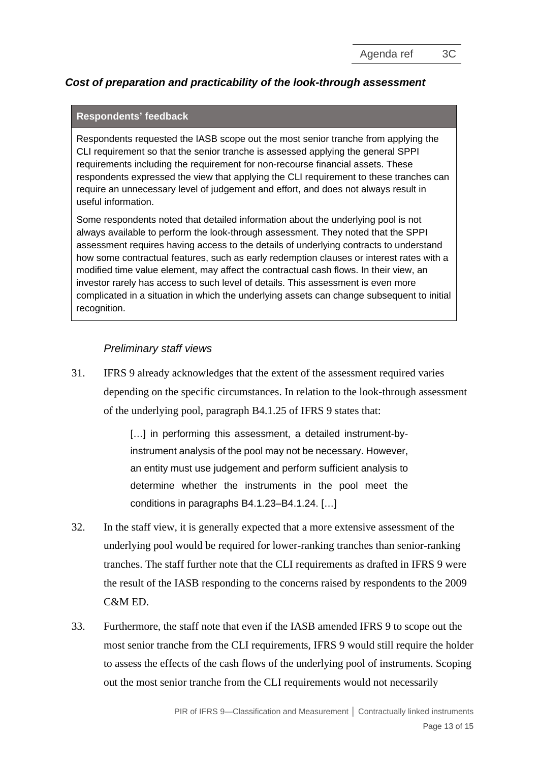### *Cost of preparation and practicability of the look-through assessment*

| **Respondents' feedback** |
|---|
| Respondents requested the IASB scope out the most senior tranche from applying the CLI requirement so that the senior tranche is assessed applying the general SPPI requirements including the requirement for non-recourse financial assets. These respondents expressed the view that applying the CLI requirement to these tranches can require an unnecessary level of judgement and effort, and does not always result in useful information.<br><br>Some respondents noted that detailed information about the underlying pool is not always available to perform the look-through assessment. They noted that the SPPI assessment requires having access to the details of underlying contracts to understand how some contractual features, such as early redemption clauses or interest rates with a modified time value element, may affect the contractual cash flows. In their view, an investor rarely has access to such level of details. This assessment is even more complicated in a situation in which the underlying assets can change subsequent to initial recognition. |

*Preliminary staff views*

31. IFRS 9 already acknowledges that the extent of the assessment required varies depending on the specific circumstances. In relation to the look-through assessment of the underlying pool, paragraph B4.1.25 of IFRS 9 states that:

> […] in performing this assessment, a detailed instrument-by-instrument analysis of the pool may not be necessary. However, an entity must use judgement and perform sufficient analysis to determine whether the instruments in the pool meet the conditions in paragraphs B4.1.23–B4.1.24. […]

32. In the staff view, it is generally expected that a more extensive assessment of the underlying pool would be required for lower-ranking tranches than senior-ranking tranches. The staff further note that the CLI requirements as drafted in IFRS 9 were the result of the IASB responding to the concerns raised by respondents to the 2009 C&M ED.

33. Furthermore, the staff note that even if the IASB amended IFRS 9 to scope out the most senior tranche from the CLI requirements, IFRS 9 would still require the holder to assess the effects of the cash flows of the underlying pool of instruments. Scoping out the most senior tranche from the CLI requirements would not necessarily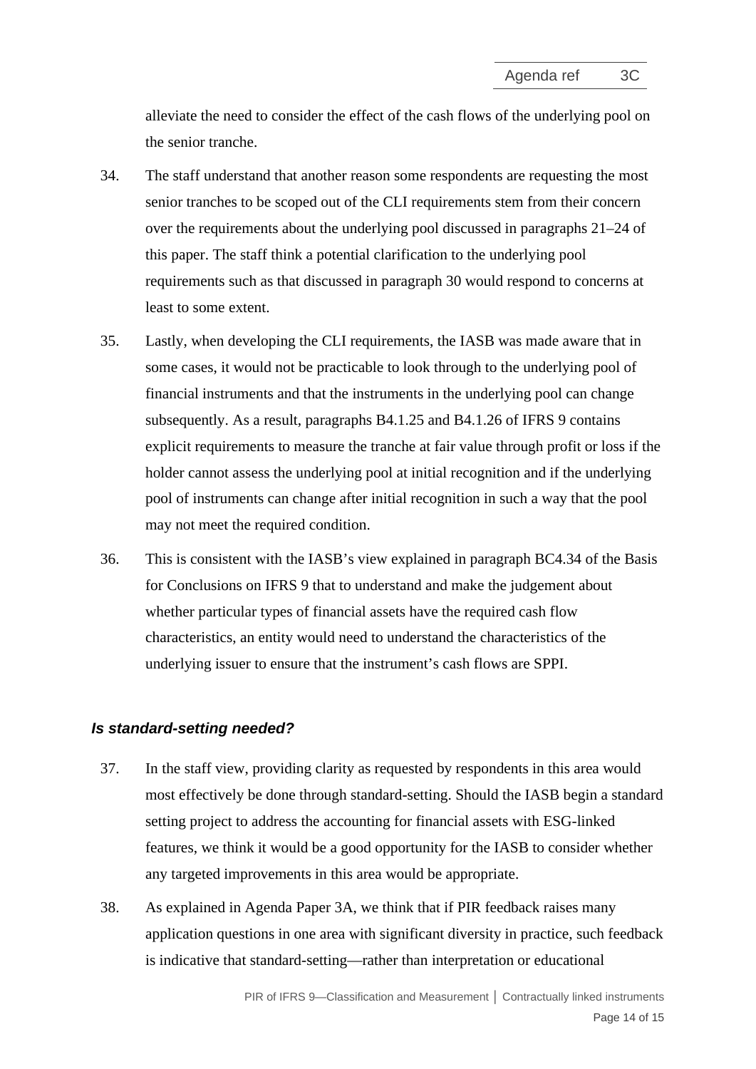alleviate the need to consider the effect of the cash flows of the underlying pool on the senior tranche.

34. The staff understand that another reason some respondents are requesting the most senior tranches to be scoped out of the CLI requirements stem from their concern over the requirements about the underlying pool discussed in paragraphs 21–24 of this paper. The staff think a potential clarification to the underlying pool requirements such as that discussed in paragraph 30 would respond to concerns at least to some extent.

35. Lastly, when developing the CLI requirements, the IASB was made aware that in some cases, it would not be practicable to look through to the underlying pool of financial instruments and that the instruments in the underlying pool can change subsequently. As a result, paragraphs B4.1.25 and B4.1.26 of IFRS 9 contains explicit requirements to measure the tranche at fair value through profit or loss if the holder cannot assess the underlying pool at initial recognition and if the underlying pool of instruments can change after initial recognition in such a way that the pool may not meet the required condition.

36. This is consistent with the IASB's view explained in paragraph BC4.34 of the Basis for Conclusions on IFRS 9 that to understand and make the judgement about whether particular types of financial assets have the required cash flow characteristics, an entity would need to understand the characteristics of the underlying issuer to ensure that the instrument's cash flows are SPPI.

### *Is standard-setting needed?*

37. In the staff view, providing clarity as requested by respondents in this area would most effectively be done through standard-setting. Should the IASB begin a standard setting project to address the accounting for financial assets with ESG-linked features, we think it would be a good opportunity for the IASB to consider whether any targeted improvements in this area would be appropriate.

38. As explained in Agenda Paper 3A, we think that if PIR feedback raises many application questions in one area with significant diversity in practice, such feedback is indicative that standard-setting—rather than interpretation or educational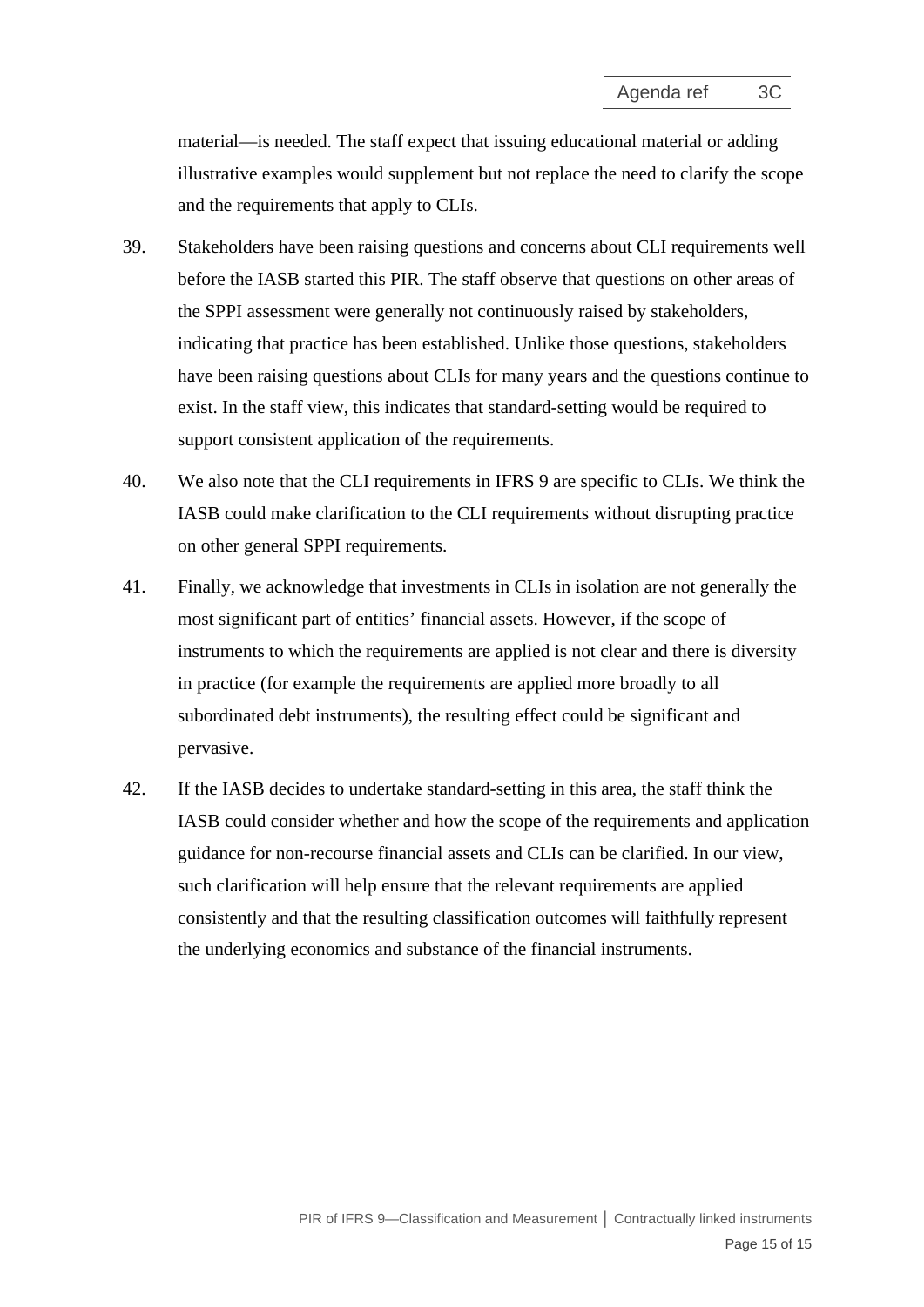material—is needed. The staff expect that issuing educational material or adding illustrative examples would supplement but not replace the need to clarify the scope and the requirements that apply to CLIs.

39. Stakeholders have been raising questions and concerns about CLI requirements well before the IASB started this PIR. The staff observe that questions on other areas of the SPPI assessment were generally not continuously raised by stakeholders, indicating that practice has been established. Unlike those questions, stakeholders have been raising questions about CLIs for many years and the questions continue to exist. In the staff view, this indicates that standard-setting would be required to support consistent application of the requirements.

40. We also note that the CLI requirements in IFRS 9 are specific to CLIs. We think the IASB could make clarification to the CLI requirements without disrupting practice on other general SPPI requirements.

41. Finally, we acknowledge that investments in CLIs in isolation are not generally the most significant part of entities' financial assets. However, if the scope of instruments to which the requirements are applied is not clear and there is diversity in practice (for example the requirements are applied more broadly to all subordinated debt instruments), the resulting effect could be significant and pervasive.

42. If the IASB decides to undertake standard-setting in this area, the staff think the IASB could consider whether and how the scope of the requirements and application guidance for non-recourse financial assets and CLIs can be clarified. In our view, such clarification will help ensure that the relevant requirements are applied consistently and that the resulting classification outcomes will faithfully represent the underlying economics and substance of the financial instruments.